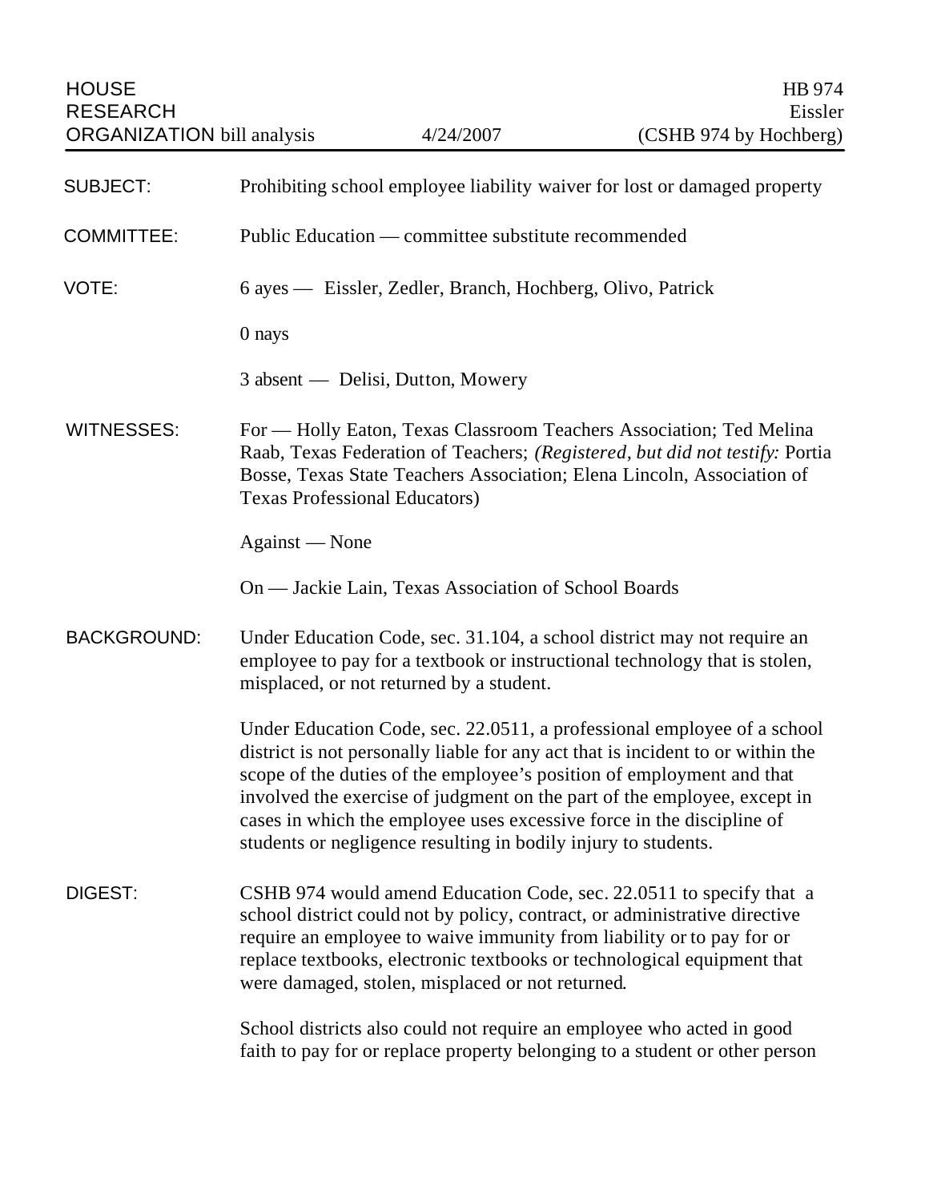HOUSE RESEARCH ORGANIZATION bill analysis — 4/24/2007 — HB 974 Eissler (CSHB 974 by Hochberg)

**SUBJECT:** Prohibiting school employee liability waiver for lost or damaged property

**COMMITTEE:** Public Education — committee substitute recommended

**VOTE:** 6 ayes — Eissler, Zedler, Branch, Hochberg, Olivo, Patrick

0 nays

3 absent — Delisi, Dutton, Mowery

**WITNESSES:** For — Holly Eaton, Texas Classroom Teachers Association; Ted Melina Raab, Texas Federation of Teachers; *(Registered, but did not testify:* Portia Bosse, Texas State Teachers Association; Elena Lincoln, Association of Texas Professional Educators)

Against — None

On — Jackie Lain, Texas Association of School Boards

**BACKGROUND:** Under Education Code, sec. 31.104, a school district may not require an employee to pay for a textbook or instructional technology that is stolen, misplaced, or not returned by a student.

Under Education Code, sec. 22.0511, a professional employee of a school district is not personally liable for any act that is incident to or within the scope of the duties of the employee's position of employment and that involved the exercise of judgment on the part of the employee, except in cases in which the employee uses excessive force in the discipline of students or negligence resulting in bodily injury to students.

**DIGEST:** CSHB 974 would amend Education Code, sec. 22.0511 to specify that a school district could not by policy, contract, or administrative directive require an employee to waive immunity from liability or to pay for or replace textbooks, electronic textbooks or technological equipment that were damaged, stolen, misplaced or not returned.

School districts also could not require an employee who acted in good faith to pay for or replace property belonging to a student or other person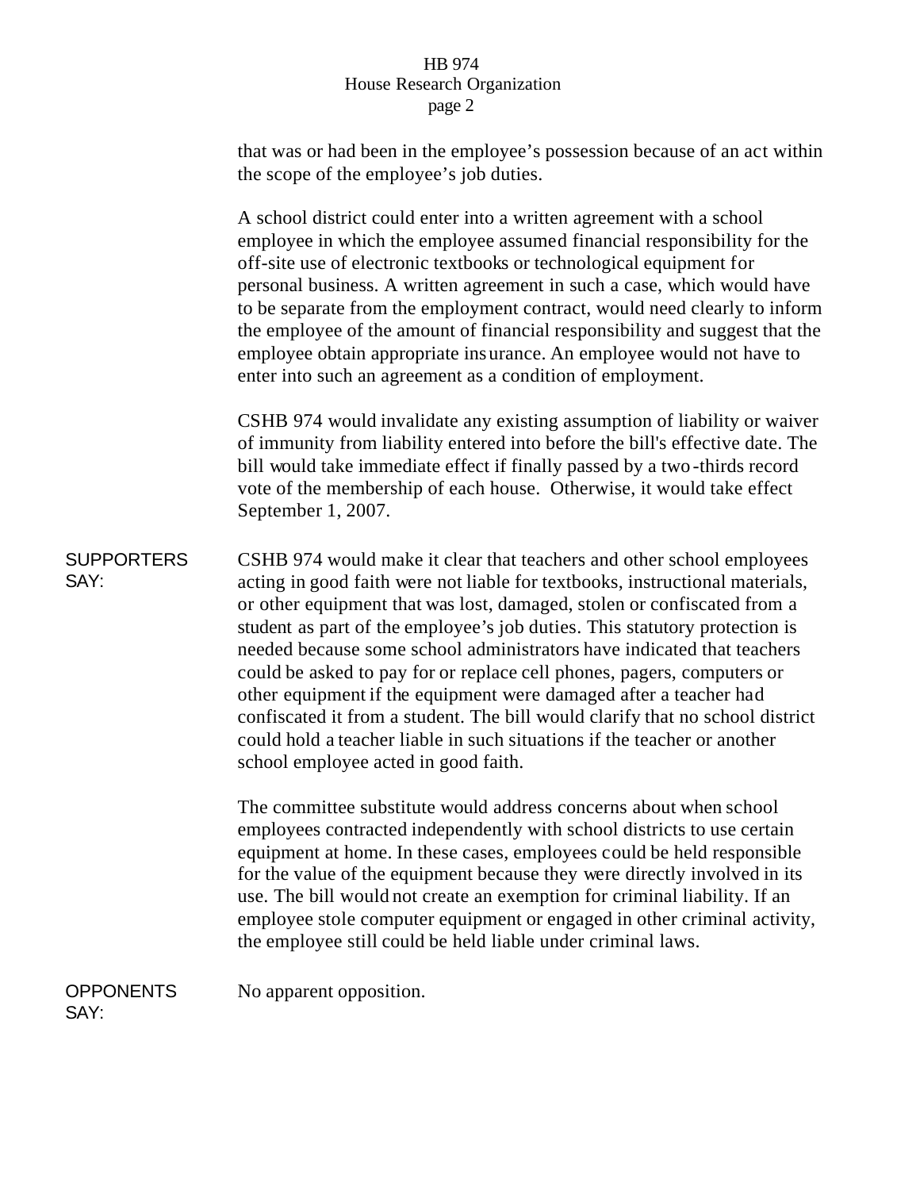that was or had been in the employee's possession because of an act within the scope of the employee's job duties.

A school district could enter into a written agreement with a school employee in which the employee assumed financial responsibility for the off-site use of electronic textbooks or technological equipment for personal business. A written agreement in such a case, which would have to be separate from the employment contract, would need clearly to inform the employee of the amount of financial responsibility and suggest that the employee obtain appropriate insurance. An employee would not have to enter into such an agreement as a condition of employment.

CSHB 974 would invalidate any existing assumption of liability or waiver of immunity from liability entered into before the bill's effective date. The bill would take immediate effect if finally passed by a two-thirds record vote of the membership of each house. Otherwise, it would take effect September 1, 2007.

**SUPPORTERS SAY:**

CSHB 974 would make it clear that teachers and other school employees acting in good faith were not liable for textbooks, instructional materials, or other equipment that was lost, damaged, stolen or confiscated from a student as part of the employee's job duties. This statutory protection is needed because some school administrators have indicated that teachers could be asked to pay for or replace cell phones, pagers, computers or other equipment if the equipment were damaged after a teacher had confiscated it from a student. The bill would clarify that no school district could hold a teacher liable in such situations if the teacher or another school employee acted in good faith.

The committee substitute would address concerns about when school employees contracted independently with school districts to use certain equipment at home. In these cases, employees could be held responsible for the value of the equipment because they were directly involved in its use. The bill would not create an exemption for criminal liability. If an employee stole computer equipment or engaged in other criminal activity, the employee still could be held liable under criminal laws.

**OPPONENTS SAY:**

No apparent opposition.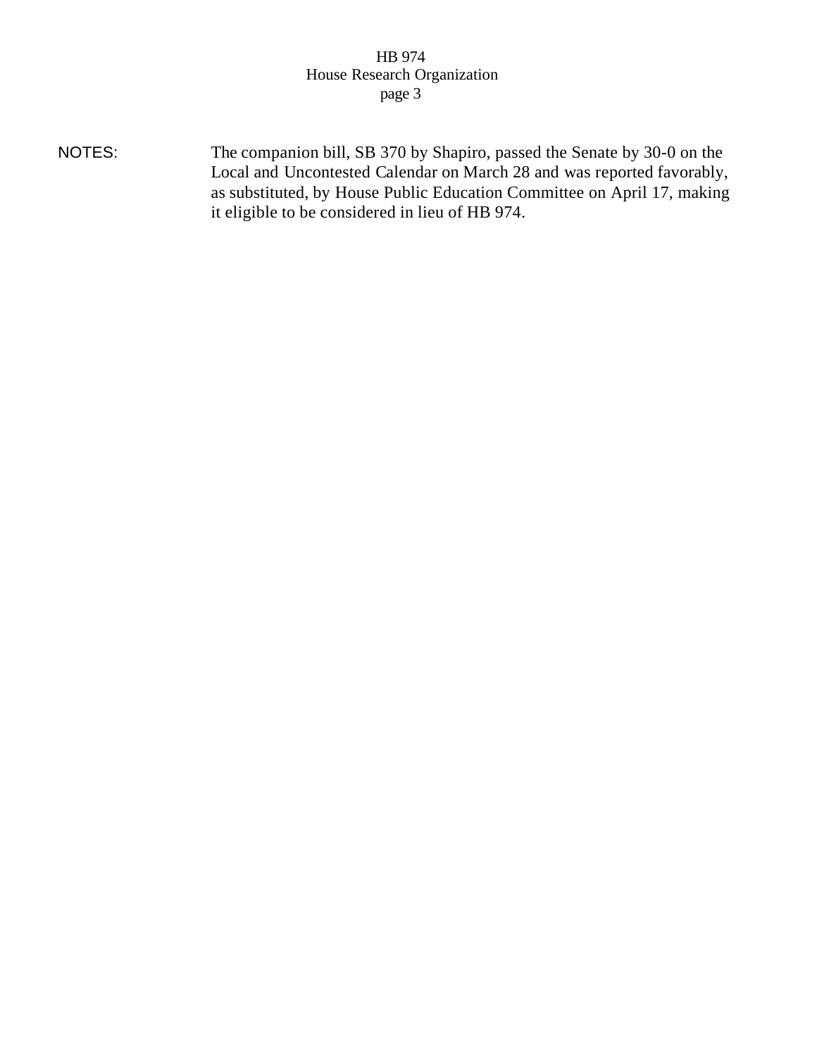NOTES: The companion bill, SB 370 by Shapiro, passed the Senate by 30-0 on the Local and Uncontested Calendar on March 28 and was reported favorably, as substituted, by House Public Education Committee on April 17, making it eligible to be considered in lieu of HB 974.